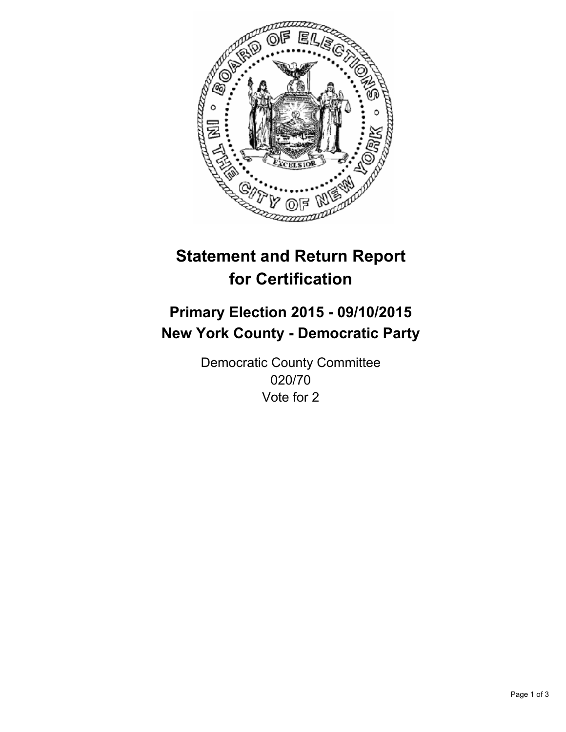# Statement and Return Report for Certification

## Primary Election 2015 - 09/10/2015
## New York County - Democratic Party

Democratic County Committee
020/70
Vote for 2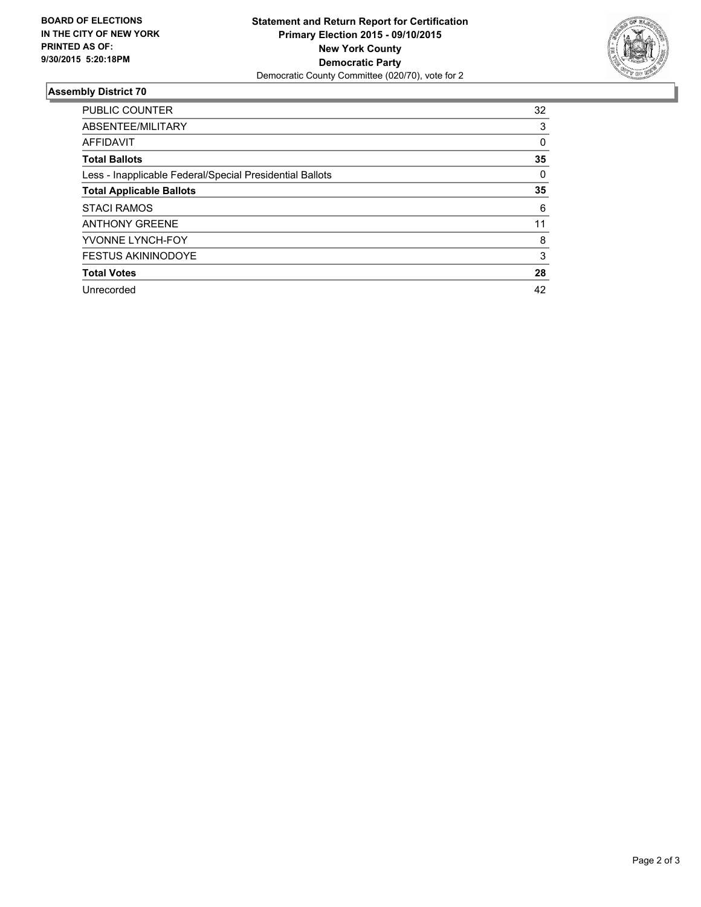**BOARD OF ELECTIONS IN THE CITY OF NEW YORK PRINTED AS OF: 9/30/2015 5:20:18PM**

**Statement and Return Report for Certification**
**Primary Election 2015 - 09/10/2015**
**New York County**
**Democratic Party**
Democratic County Committee (020/70), vote for 2

## Assembly District 70

| | |
|---|---|
| PUBLIC COUNTER | 32 |
| ABSENTEE/MILITARY | 3 |
| AFFIDAVIT | 0 |
| **Total Ballots** | **35** |
| Less - Inapplicable Federal/Special Presidential Ballots | 0 |
| **Total Applicable Ballots** | **35** |
| STACI RAMOS | 6 |
| ANTHONY GREENE | 11 |
| YVONNE LYNCH-FOY | 8 |
| FESTUS AKININODOYE | 3 |
| **Total Votes** | **28** |
| Unrecorded | 42 |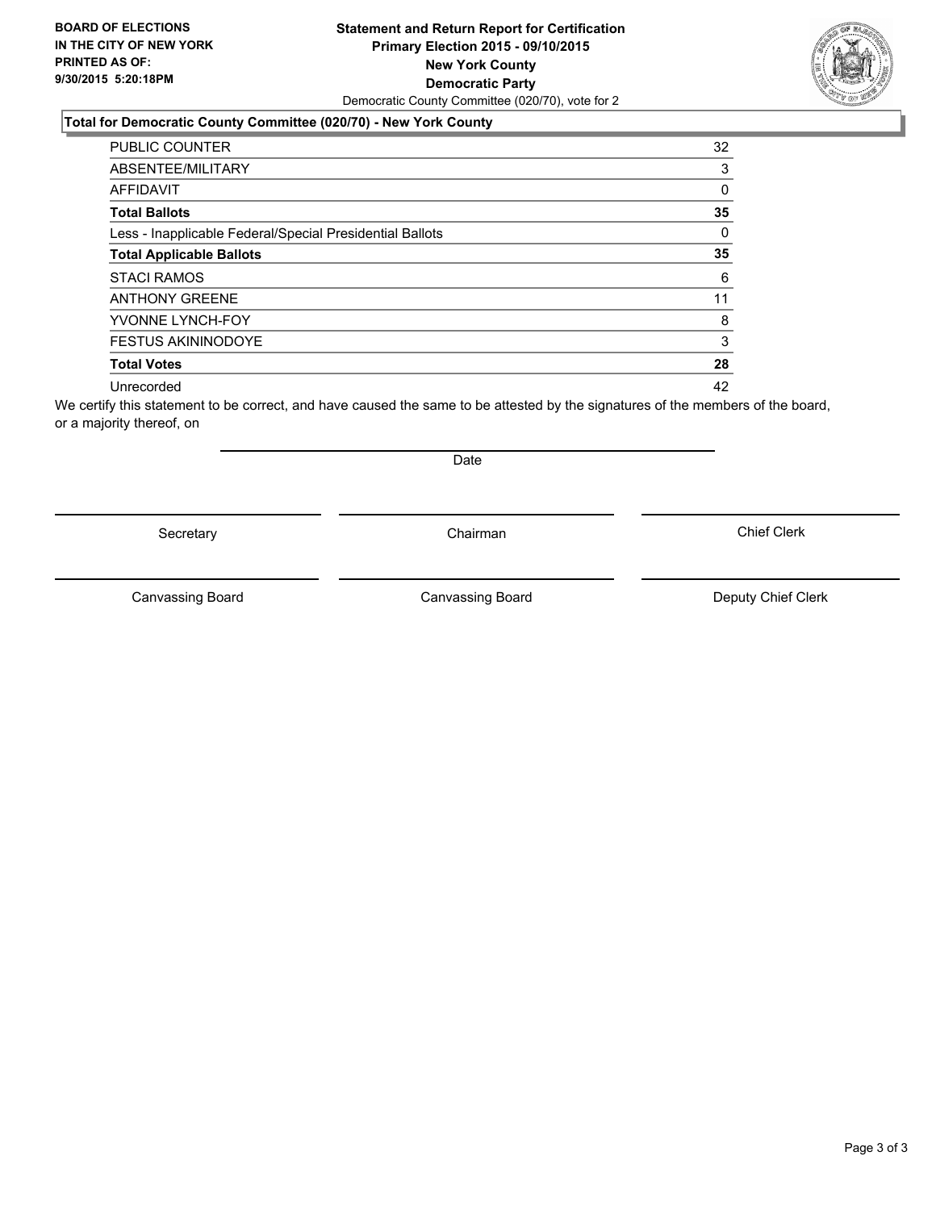**BOARD OF ELECTIONS IN THE CITY OF NEW YORK PRINTED AS OF: 9/30/2015 5:20:18PM**

**Statement and Return Report for Certification**
**Primary Election 2015 - 09/10/2015**
**New York County**
**Democratic Party**
Democratic County Committee (020/70), vote for 2

**Total for Democratic County Committee (020/70) - New York County**

| | |
|---|---|
| PUBLIC COUNTER | 32 |
| ABSENTEE/MILITARY | 3 |
| AFFIDAVIT | 0 |
| **Total Ballots** | **35** |
| Less - Inapplicable Federal/Special Presidential Ballots | 0 |
| **Total Applicable Ballots** | **35** |
| STACI RAMOS | 6 |
| ANTHONY GREENE | 11 |
| YVONNE LYNCH-FOY | 8 |
| FESTUS AKININODOYE | 3 |
| **Total Votes** | **28** |
| Unrecorded | 42 |

We certify this statement to be correct, and have caused the same to be attested by the signatures of the members of the board, or a majority thereof, on

Date

Secretary | Chairman | Chief Clerk

Canvassing Board | Canvassing Board | Deputy Chief Clerk